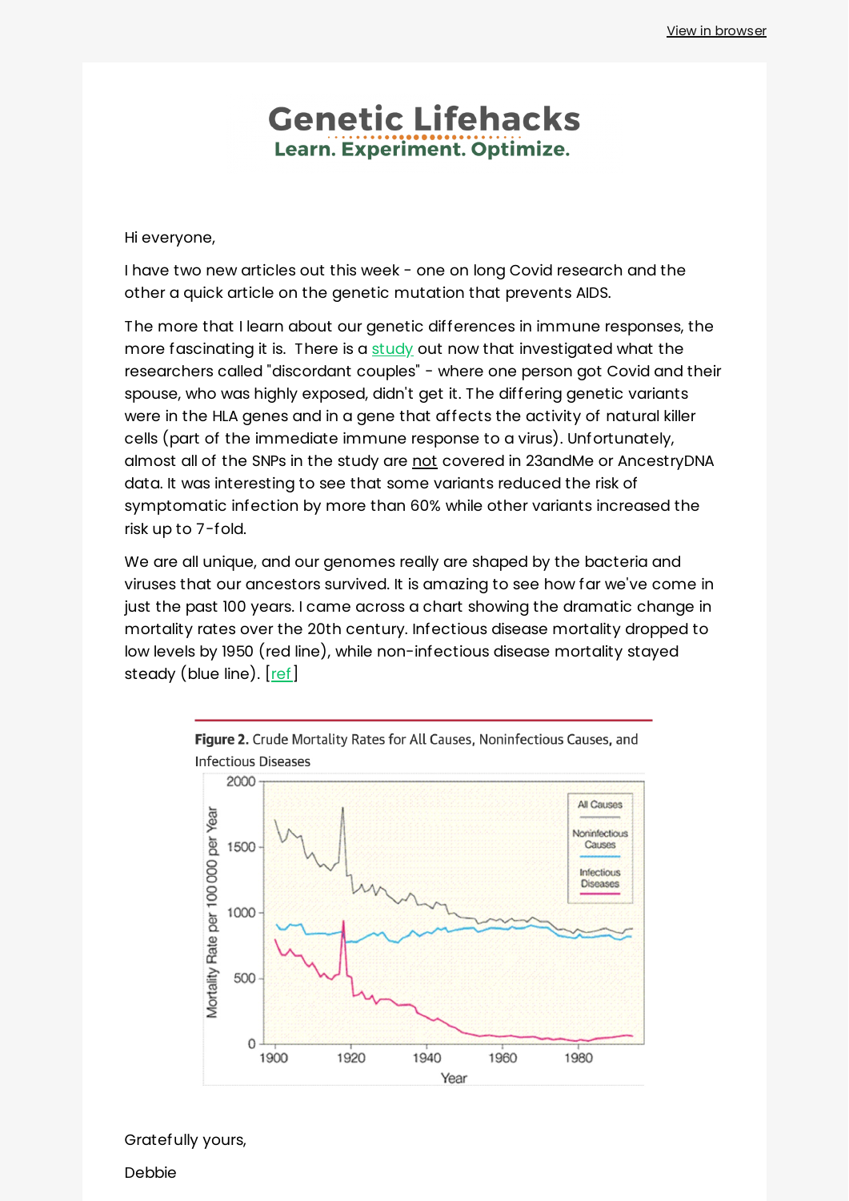View in browser

# Genetic Lifehacks

Learn. Experiment. Optimize.

Hi everyone,

I have two new articles out this week - one on long Covid research and the other a quick article on the genetic mutation that prevents AIDS.

The more that I learn about our genetic differences in immune responses, the more fascinating it is. There is a study out now that investigated what the researchers called "discordant couples" - where one person got Covid and their spouse, who was highly exposed, didn't get it. The differing genetic variants were in the HLA genes and in a gene that affects the activity of natural killer cells (part of the immediate immune response to a virus). Unfortunately, almost all of the SNPs in the study are not covered in 23andMe or AncestryDNA data. It was interesting to see that some variants reduced the risk of symptomatic infection by more than 60% while other variants increased the risk up to 7-fold.

We are all unique, and our genomes really are shaped by the bacteria and viruses that our ancestors survived. It is amazing to see how far we've come in just the past 100 years. I came across a chart showing the dramatic change in mortality rates over the 20th century. Infectious disease mortality dropped to low levels by 1950 (red line), while non-infectious disease mortality stayed steady (blue line). [ref]

**Figure 2.** Crude Mortality Rates for All Causes, Noninfectious Causes, and Infectious Diseases

Gratefully yours,

Debbie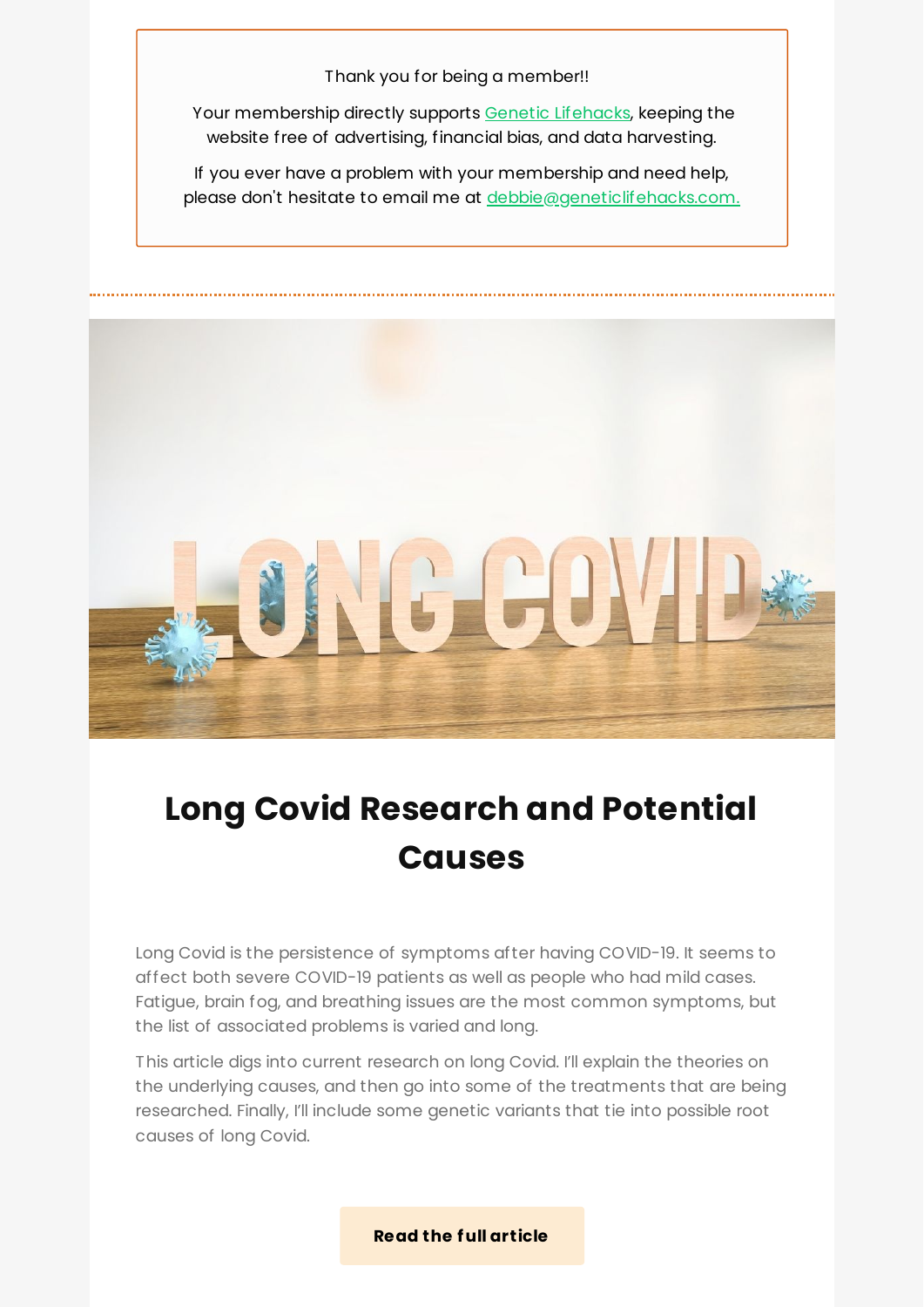Thank you for being a member!!

Your membership directly supports Genetic Lifehacks, keeping the website free of advertising, financial bias, and data harvesting.

If you ever have a problem with your membership and need help, please don't hesitate to email me at debbie@geneticlifehacks.com.

---

# Long Covid Research and Potential Causes

Long Covid is the persistence of symptoms after having COVID-19. It seems to affect both severe COVID-19 patients as well as people who had mild cases. Fatigue, brain fog, and breathing issues are the most common symptoms, but the list of associated problems is varied and long.

This article digs into current research on long Covid. I'll explain the theories on the underlying causes, and then go into some of the treatments that are being researched. Finally, I'll include some genetic variants that tie into possible root causes of long Covid.

**Read the full article**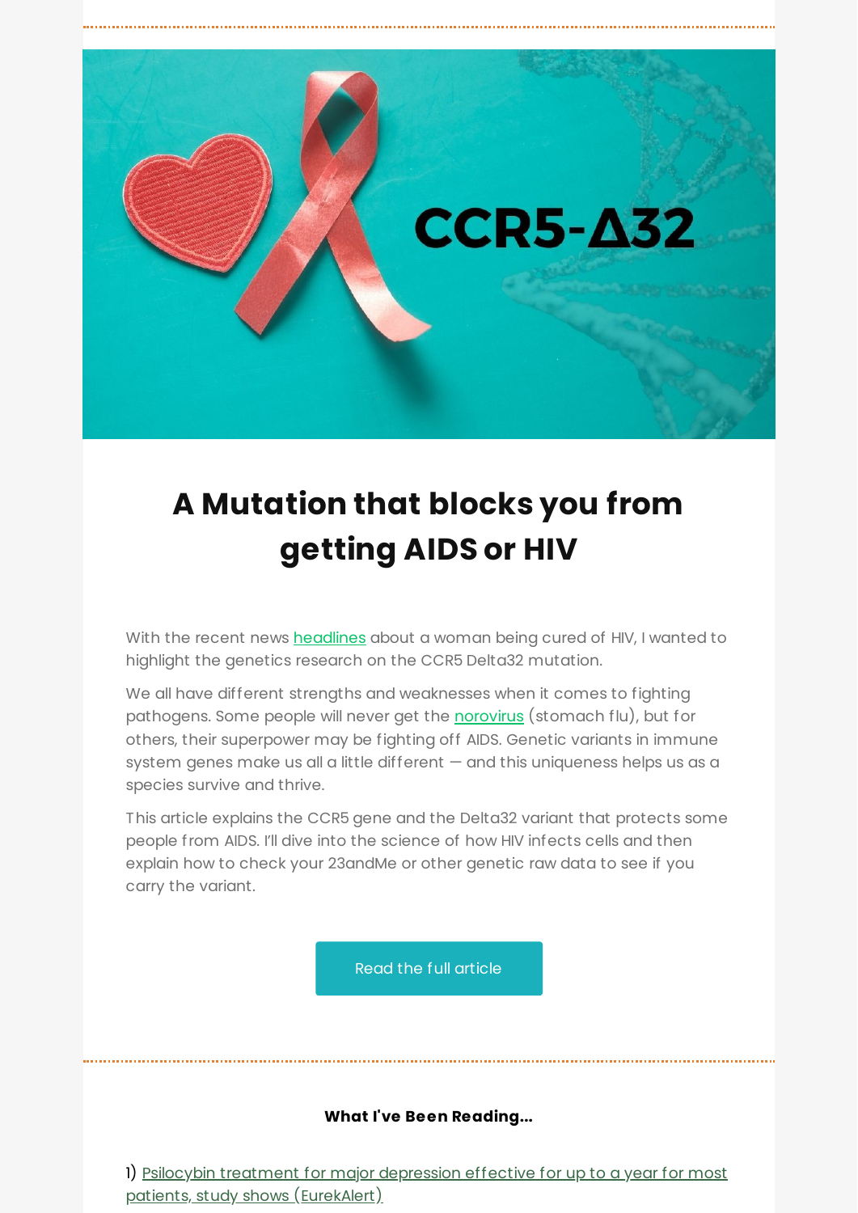# A Mutation that blocks you from getting AIDS or HIV

With the recent news headlines about a woman being cured of HIV, I wanted to highlight the genetics research on the CCR5 Delta32 mutation.

We all have different strengths and weaknesses when it comes to fighting pathogens. Some people will never get the norovirus (stomach flu), but for others, their superpower may be fighting off AIDS. Genetic variants in immune system genes make us all a little different — and this uniqueness helps us as a species survive and thrive.

This article explains the CCR5 gene and the Delta32 variant that protects some people from AIDS. I'll dive into the science of how HIV infects cells and then explain how to check your 23andMe or other genetic raw data to see if you carry the variant.

Read the full article

**What I've Been Reading...**

1) Psilocybin treatment for major depression effective for up to a year for most patients, study shows (EurekAlert)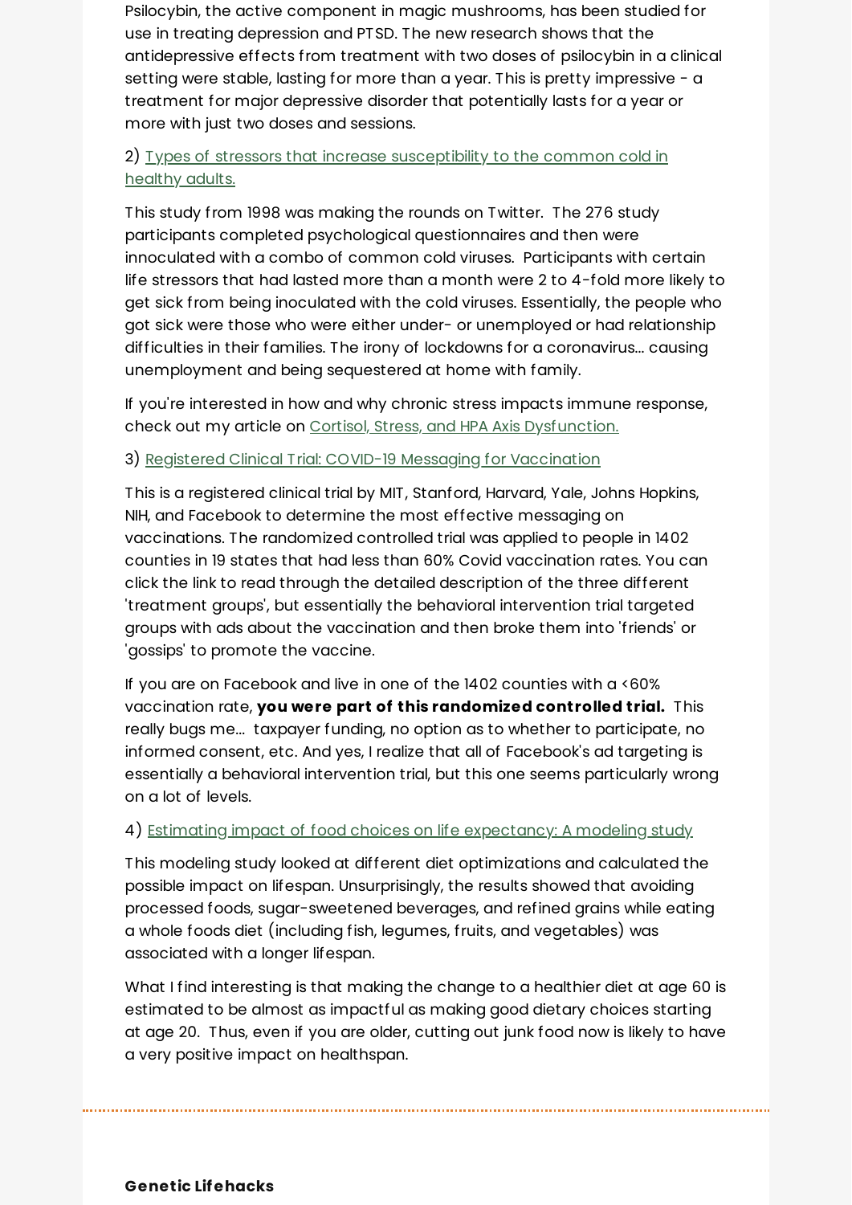Psilocybin, the active component in magic mushrooms, has been studied for use in treating depression and PTSD. The new research shows that the antidepressive effects from treatment with two doses of psilocybin in a clinical setting were stable, lasting for more than a year. This is pretty impressive - a treatment for major depressive disorder that potentially lasts for a year or more with just two doses and sessions.

2) Types of stressors that increase susceptibility to the common cold in healthy adults.

This study from 1998 was making the rounds on Twitter. The 276 study participants completed psychological questionnaires and then were innoculated with a combo of common cold viruses. Participants with certain life stressors that had lasted more than a month were 2 to 4-fold more likely to get sick from being inoculated with the cold viruses. Essentially, the people who got sick were those who were either under- or unemployed or had relationship difficulties in their families. The irony of lockdowns for a coronavirus... causing unemployment and being sequestered at home with family.

If you're interested in how and why chronic stress impacts immune response, check out my article on Cortisol, Stress, and HPA Axis Dysfunction.

3) Registered Clinical Trial: COVID-19 Messaging for Vaccination

This is a registered clinical trial by MIT, Stanford, Harvard, Yale, Johns Hopkins, NIH, and Facebook to determine the most effective messaging on vaccinations. The randomized controlled trial was applied to people in 1402 counties in 19 states that had less than 60% Covid vaccination rates. You can click the link to read through the detailed description of the three different 'treatment groups', but essentially the behavioral intervention trial targeted groups with ads about the vaccination and then broke them into 'friends' or 'gossips' to promote the vaccine.

If you are on Facebook and live in one of the 1402 counties with a <60% vaccination rate, **you were part of this randomized controlled trial.** This really bugs me... taxpayer funding, no option as to whether to participate, no informed consent, etc. And yes, I realize that all of Facebook's ad targeting is essentially a behavioral intervention trial, but this one seems particularly wrong on a lot of levels.

4) Estimating impact of food choices on life expectancy: A modeling study

This modeling study looked at different diet optimizations and calculated the possible impact on lifespan. Unsurprisingly, the results showed that avoiding processed foods, sugar-sweetened beverages, and refined grains while eating a whole foods diet (including fish, legumes, fruits, and vegetables) was associated with a longer lifespan.

What I find interesting is that making the change to a healthier diet at age 60 is estimated to be almost as impactful as making good dietary choices starting at age 20. Thus, even if you are older, cutting out junk food now is likely to have a very positive impact on healthspan.

---

**Genetic Lifehacks**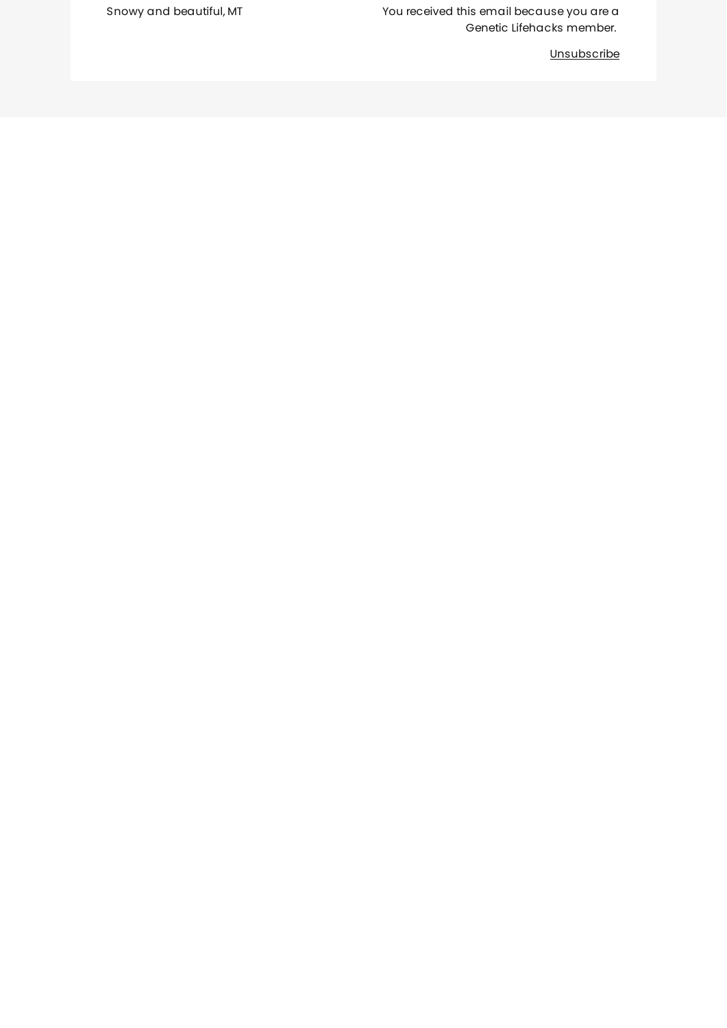Snowy and beautiful, MT

You received this email because you are a Genetic Lifehacks member.

Unsubscribe